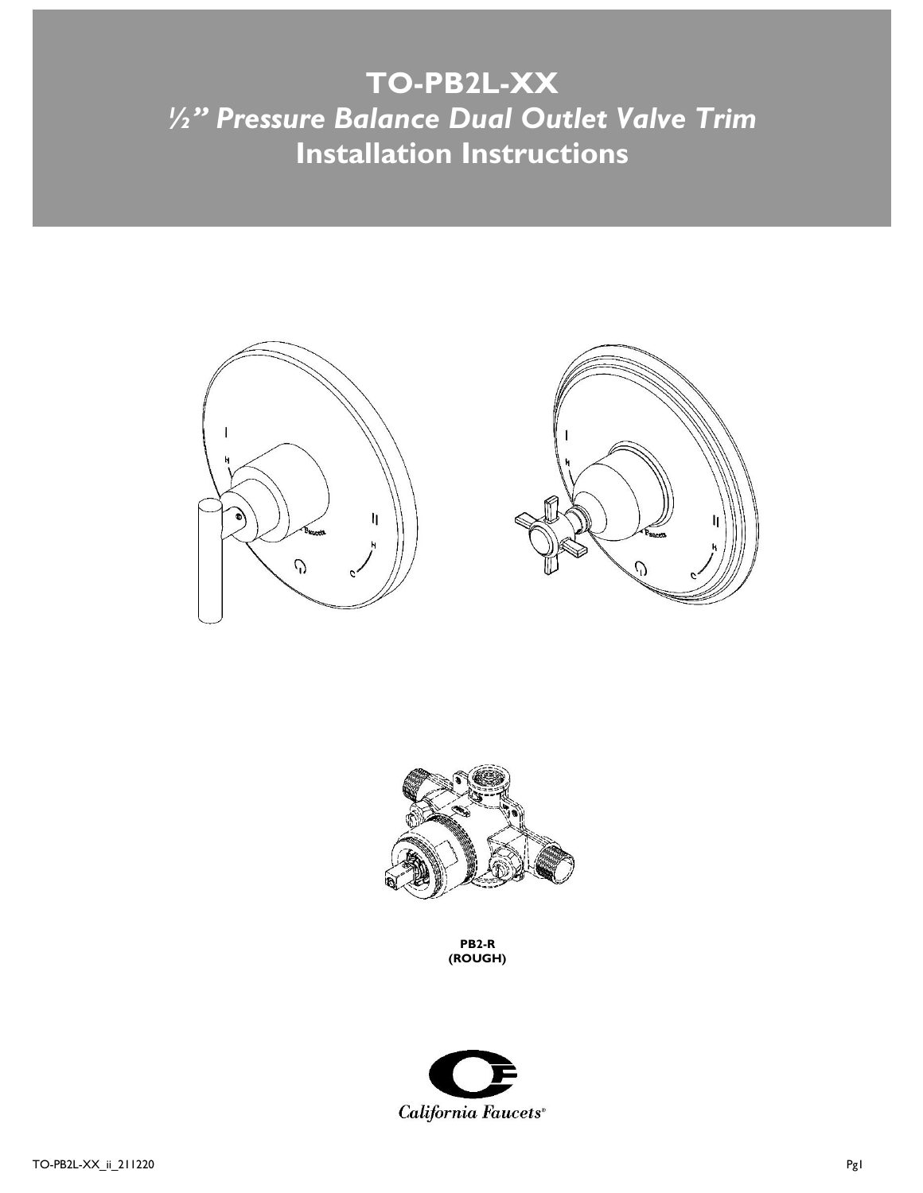# TO-PB2L-XX

## *½" Pressure Balance Dual Outlet Valve Trim*

## Installation Instructions

**PB2-R**
**(ROUGH)**

California Faucets®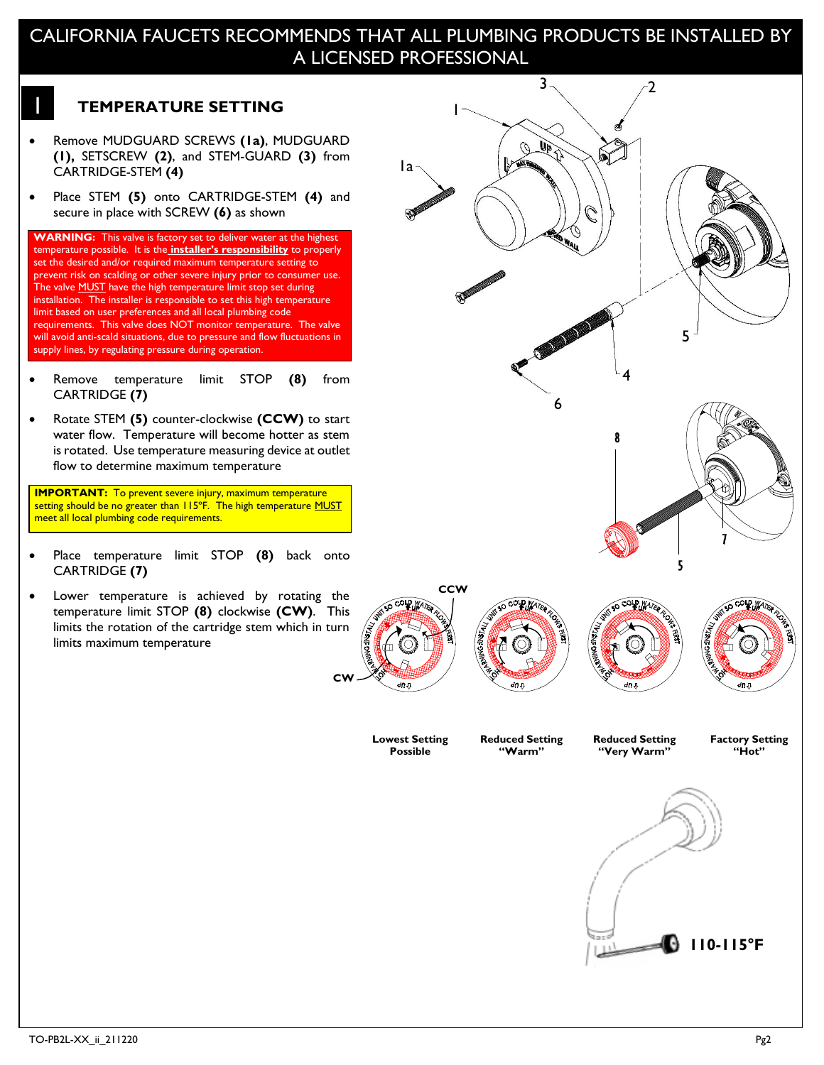CALIFORNIA FAUCETS RECOMMENDS THAT ALL PLUMBING PRODUCTS BE INSTALLED BY A LICENSED PROFESSIONAL

## 1 TEMPERATURE SETTING

- Remove MUDGUARD SCREWS **(1a)**, MUDGUARD **(1)**, SETSCREW **(2)**, and STEM-GUARD **(3)** from CARTRIDGE-STEM **(4)**
- Place STEM **(5)** onto CARTRIDGE-STEM **(4)** and secure in place with SCREW **(6)** as shown

**WARNING:** This valve is factory set to deliver water at the highest temperature possible. It is the **installer's responsibility** to properly set the desired and/or required maximum temperature setting to prevent risk on scalding or other severe injury prior to consumer use. The valve MUST have the high temperature limit stop set during installation. The installer is responsible to set this high temperature limit based on user preferences and all local plumbing code requirements. This valve does NOT monitor temperature. The valve will avoid anti-scald situations, due to pressure and flow fluctuations in supply lines, by regulating pressure during operation.

- Remove temperature limit STOP **(8)** from CARTRIDGE **(7)**
- Rotate STEM **(5)** counter-clockwise **(CCW)** to start water flow. Temperature will become hotter as stem is rotated. Use temperature measuring device at outlet flow to determine maximum temperature

**IMPORTANT:** To prevent severe injury, maximum temperature setting should be no greater than 115°F. The high temperature MUST meet all local plumbing code requirements.

- Place temperature limit STOP **(8)** back onto CARTRIDGE **(7)**
- Lower temperature is achieved by rotating the temperature limit STOP **(8)** clockwise **(CW)**. This limits the rotation of the cartridge stem which in turn limits maximum temperature

CCW

CW

**Lowest Setting Possible** | **Reduced Setting "Warm"** | **Reduced Setting "Very Warm"** | **Factory Setting "Hot"**

**110-115°F**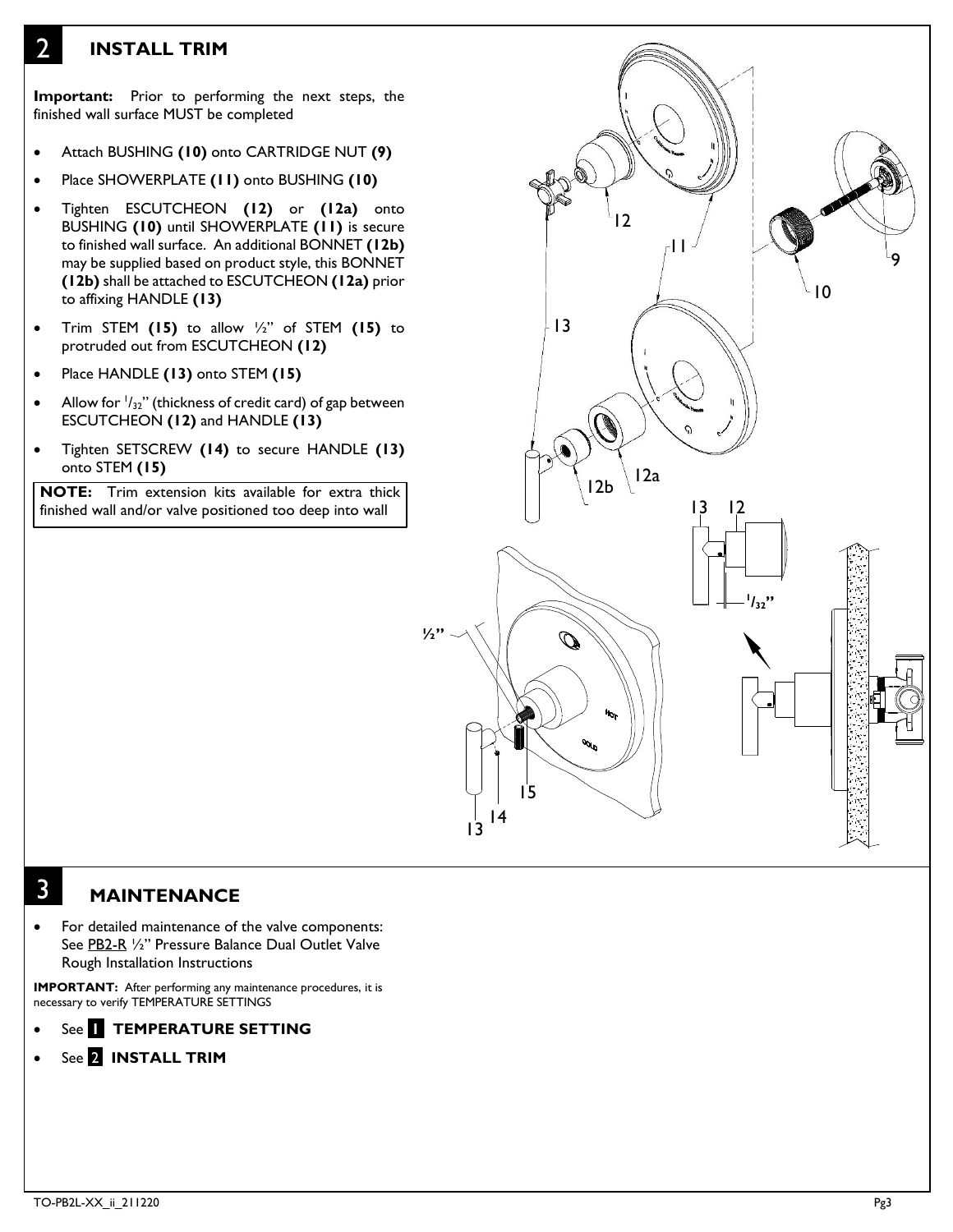## 2 INSTALL TRIM

**Important:** Prior to performing the next steps, the finished wall surface MUST be completed

- Attach BUSHING **(10)** onto CARTRIDGE NUT **(9)**
- Place SHOWERPLATE **(11)** onto BUSHING **(10)**
- Tighten ESCUTCHEON **(12)** or **(12a)** onto BUSHING **(10)** until SHOWERPLATE **(11)** is secure to finished wall surface. An additional BONNET **(12b)** may be supplied based on product style, this BONNET **(12b)** shall be attached to ESCUTCHEON **(12a)** prior to affixing HANDLE **(13)**
- Trim STEM **(15)** to allow ½" of STEM **(15)** to protruded out from ESCUTCHEON **(12)**
- Place HANDLE **(13)** onto STEM **(15)**
- Allow for $^1/_{32}$" (thickness of credit card) of gap between ESCUTCHEON **(12)** and HANDLE **(13)**
- Tighten SETSCREW **(14)** to secure HANDLE **(13)** onto STEM **(15)**

**NOTE:** Trim extension kits available for extra thick finished wall and/or valve positioned too deep into wall

## 3 MAINTENANCE

- For detailed maintenance of the valve components: See PB2-R ½" Pressure Balance Dual Outlet Valve Rough Installation Instructions

**IMPORTANT:** After performing any maintenance procedures, it is necessary to verify TEMPERATURE SETTINGS

- See **1 TEMPERATURE SETTING**
- See **2 INSTALL TRIM**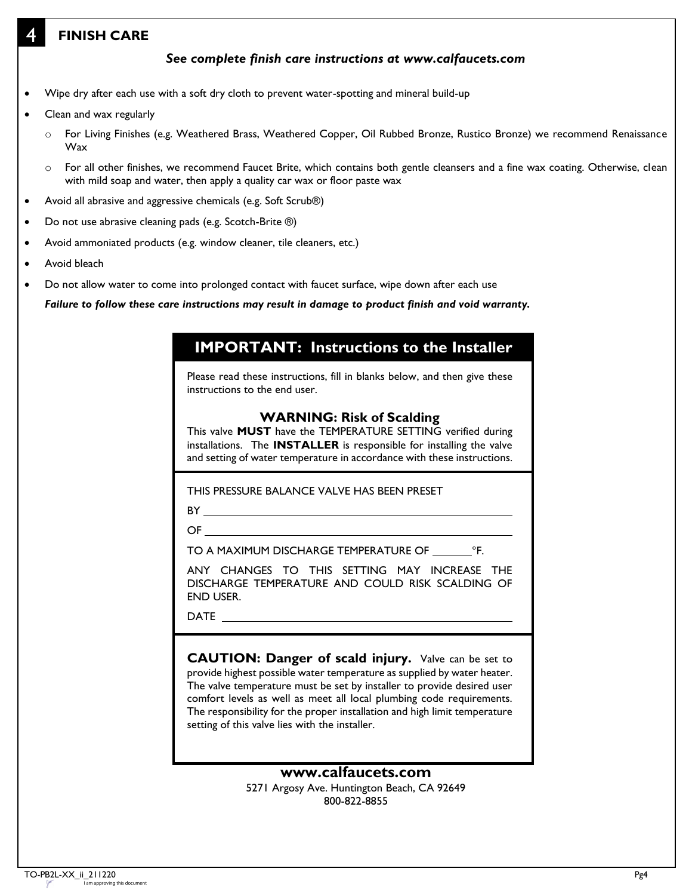## 4 FINISH CARE

***See complete finish care instructions at www.calfaucets.com***

- Wipe dry after each use with a soft dry cloth to prevent water-spotting and mineral build-up
- Clean and wax regularly
  - For Living Finishes (e.g. Weathered Brass, Weathered Copper, Oil Rubbed Bronze, Rustico Bronze) we recommend Renaissance Wax
  - For all other finishes, we recommend Faucet Brite, which contains both gentle cleansers and a fine wax coating. Otherwise, clean with mild soap and water, then apply a quality car wax or floor paste wax
- Avoid all abrasive and aggressive chemicals (e.g. Soft Scrub®)
- Do not use abrasive cleaning pads (e.g. Scotch-Brite ®)
- Avoid ammoniated products (e.g. window cleaner, tile cleaners, etc.)
- Avoid bleach
- Do not allow water to come into prolonged contact with faucet surface, wipe down after each use

***Failure to follow these care instructions may result in damage to product finish and void warranty.***

## IMPORTANT: Instructions to the Installer

Please read these instructions, fill in blanks below, and then give these instructions to the end user.

### WARNING: Risk of Scalding

This valve **MUST** have the TEMPERATURE SETTING verified during installations. The **INSTALLER** is responsible for installing the valve and setting of water temperature in accordance with these instructions.

THIS PRESSURE BALANCE VALVE HAS BEEN PRESET

BY ______________________________

OF ______________________________

TO A MAXIMUM DISCHARGE TEMPERATURE OF ______°F.

ANY CHANGES TO THIS SETTING MAY INCREASE THE DISCHARGE TEMPERATURE AND COULD RISK SCALDING OF END USER.

DATE ______________________________

**CAUTION: Danger of scald injury.** Valve can be set to provide highest possible water temperature as supplied by water heater. The valve temperature must be set by installer to provide desired user comfort levels as well as meet all local plumbing code requirements. The responsibility for the proper installation and high limit temperature setting of this valve lies with the installer.

**www.calfaucets.com**

5271 Argosy Ave. Huntington Beach, CA 92649

800-822-8855

TO-PB2L-XX_ii_211220